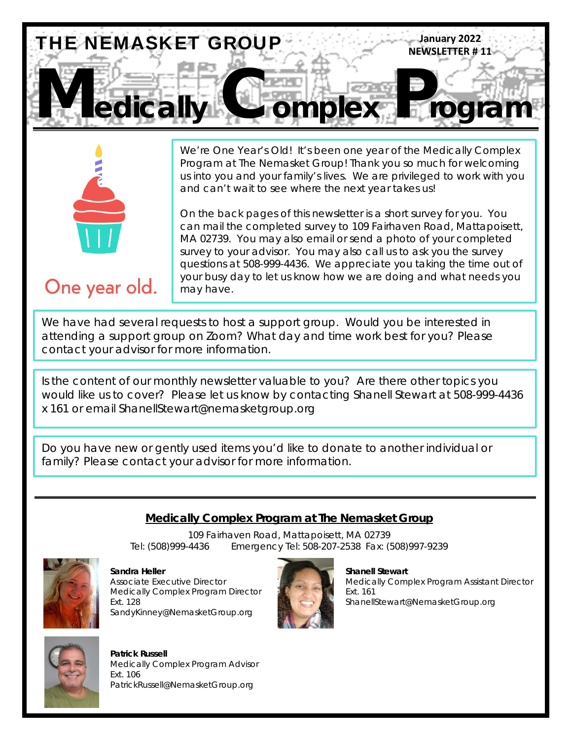# THE NEMASKET GROUP

**January 2022**
**NEWSLETTER # 11**

# Medically Complex Program

One year old.

We're One Year's Old! It's been one year of the Medically Complex Program at The Nemasket Group! Thank you so much for welcoming us into you and your family's lives. We are privileged to work with you and can't wait to see where the next year takes us!

On the back pages of this newsletter is a short survey for you. You can mail the completed survey to 109 Fairhaven Road, Mattapoisett, MA 02739. You may also email or send a photo of your completed survey to your advisor. You may also call us to ask you the survey questions at 508-999-4436. We appreciate you taking the time out of your busy day to let us know how we are doing and what needs you may have.

We have had several requests to host a support group. Would you be interested in attending a support group on Zoom? What day and time work best for you? Please contact your advisor for more information.

Is the content of our monthly newsletter valuable to you? Are there other topics you would like us to cover? Please let us know by contacting Shanell Stewart at 508-999-4436 x 161 or email ShanellStewart@nemasketgroup.org

Do you have new or gently used items you'd like to donate to another individual or family? Please contact your advisor for more information.

---

## Medically Complex Program at The Nemasket Group

109 Fairhaven Road, Mattapoisett, MA 02739
Tel: (508)999-4436 Emergency Tel: 508-207-2538 Fax: (508)997-9239

**Sandra Heller**
Associate Executive Director
Medically Complex Program Director
Ext. 128
SandyKinney@NemasketGroup.org

**Shanell Stewart**
Medically Complex Program Assistant Director
Ext. 161
ShanellStewart@NemasketGroup.org

**Patrick Russell**
Medically Complex Program Advisor
Ext. 106
PatrickRussell@NemasketGroup.org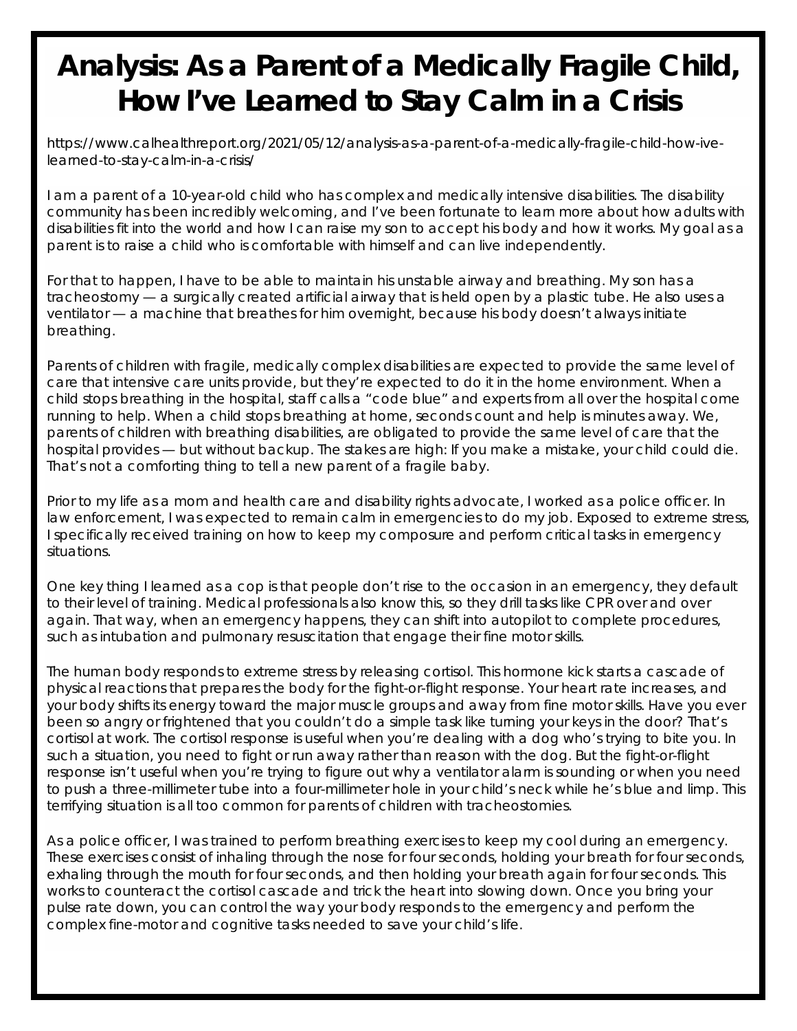# Analysis: As a Parent of a Medically Fragile Child, How I've Learned to Stay Calm in a Crisis

https://www.calhealthreport.org/2021/05/12/analysis-as-a-parent-of-a-medically-fragile-child-how-ive-learned-to-stay-calm-in-a-crisis/

I am a parent of a 10-year-old child who has complex and medically intensive disabilities. The disability community has been incredibly welcoming, and I've been fortunate to learn more about how adults with disabilities fit into the world and how I can raise my son to accept his body and how it works. My goal as a parent is to raise a child who is comfortable with himself and can live independently.

For that to happen, I have to be able to maintain his unstable airway and breathing. My son has a tracheostomy — a surgically created artificial airway that is held open by a plastic tube. He also uses a ventilator — a machine that breathes for him overnight, because his body doesn't always initiate breathing.

Parents of children with fragile, medically complex disabilities are expected to provide the same level of care that intensive care units provide, but they're expected to do it in the home environment. When a child stops breathing in the hospital, staff calls a "code blue" and experts from all over the hospital come running to help. When a child stops breathing at home, seconds count and help is minutes away. We, parents of children with breathing disabilities, are obligated to provide the same level of care that the hospital provides — but without backup. The stakes are high: If you make a mistake, your child could die. That's not a comforting thing to tell a new parent of a fragile baby.

Prior to my life as a mom and health care and disability rights advocate, I worked as a police officer. In law enforcement, I was expected to remain calm in emergencies to do my job. Exposed to extreme stress, I specifically received training on how to keep my composure and perform critical tasks in emergency situations.

One key thing I learned as a cop is that people don't rise to the occasion in an emergency, they default to their level of training. Medical professionals also know this, so they drill tasks like CPR over and over again. That way, when an emergency happens, they can shift into autopilot to complete procedures, such as intubation and pulmonary resuscitation that engage their fine motor skills.

The human body responds to extreme stress by releasing cortisol. This hormone kick starts a cascade of physical reactions that prepares the body for the fight-or-flight response. Your heart rate increases, and your body shifts its energy toward the major muscle groups and away from fine motor skills. Have you ever been so angry or frightened that you couldn't do a simple task like turning your keys in the door? That's cortisol at work. The cortisol response is useful when you're dealing with a dog who's trying to bite you. In such a situation, you need to fight or run away rather than reason with the dog. But the fight-or-flight response isn't useful when you're trying to figure out why a ventilator alarm is sounding or when you need to push a three-millimeter tube into a four-millimeter hole in your child's neck while he's blue and limp. This terrifying situation is all too common for parents of children with tracheostomies.

As a police officer, I was trained to perform breathing exercises to keep my cool during an emergency. These exercises consist of inhaling through the nose for four seconds, holding your breath for four seconds, exhaling through the mouth for four seconds, and then holding your breath again for four seconds. This works to counteract the cortisol cascade and trick the heart into slowing down. Once you bring your pulse rate down, you can control the way your body responds to the emergency and perform the complex fine-motor and cognitive tasks needed to save your child's life.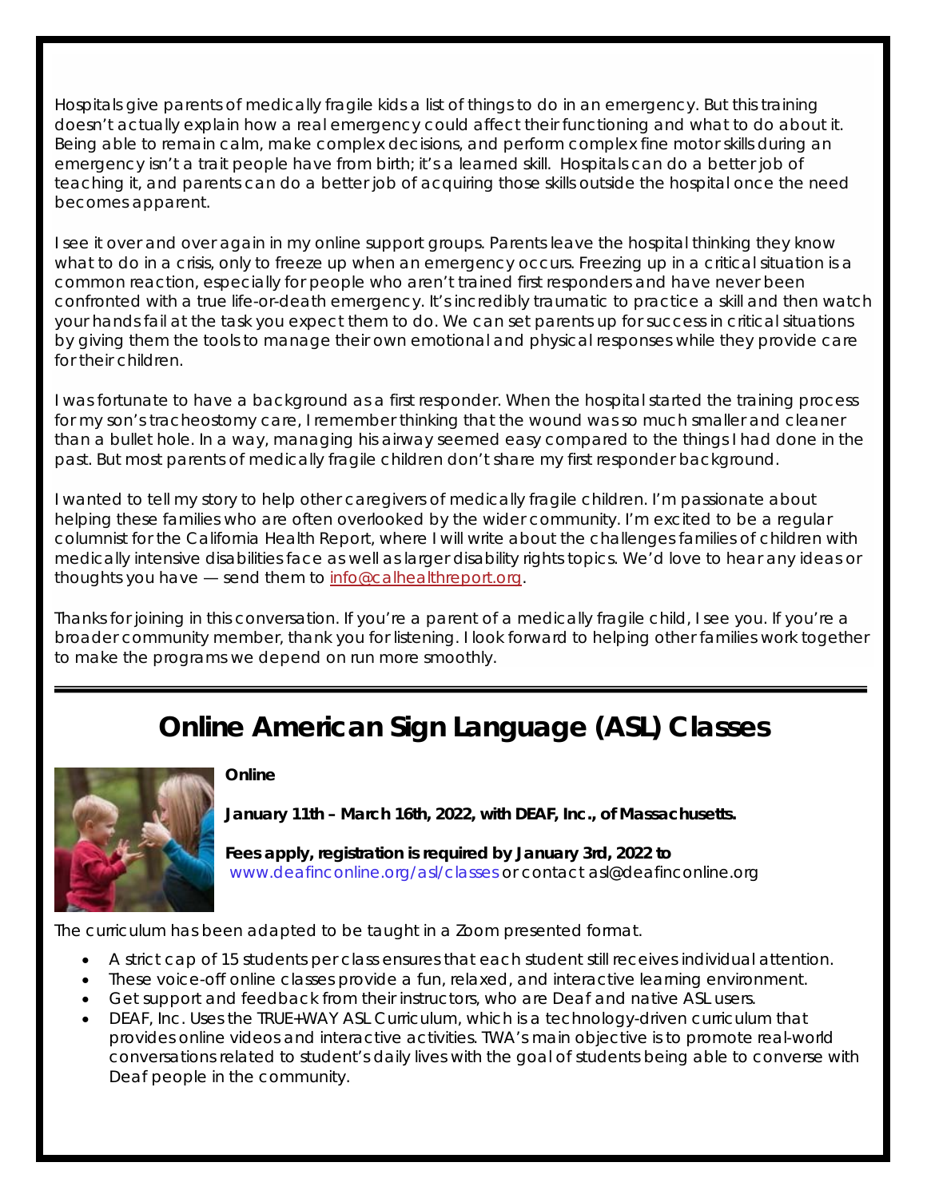Hospitals give parents of medically fragile kids a list of things to do in an emergency. But this training doesn't actually explain how a real emergency could affect their functioning and what to do about it. Being able to remain calm, make complex decisions, and perform complex fine motor skills during an emergency isn't a trait people have from birth; it's a learned skill. Hospitals can do a better job of teaching it, and parents can do a better job of acquiring those skills outside the hospital once the need becomes apparent.

I see it over and over again in my online support groups. Parents leave the hospital thinking they know what to do in a crisis, only to freeze up when an emergency occurs. Freezing up in a critical situation is a common reaction, especially for people who aren't trained first responders and have never been confronted with a true life-or-death emergency. It's incredibly traumatic to practice a skill and then watch your hands fail at the task you expect them to do. We can set parents up for success in critical situations by giving them the tools to manage their own emotional and physical responses while they provide care for their children.

I was fortunate to have a background as a first responder. When the hospital started the training process for my son's tracheostomy care, I remember thinking that the wound was so much smaller and cleaner than a bullet hole. In a way, managing his airway seemed easy compared to the things I had done in the past. But most parents of medically fragile children don't share my first responder background.

I wanted to tell my story to help other caregivers of medically fragile children. I'm passionate about helping these families who are often overlooked by the wider community. I'm excited to be a regular columnist for the California Health Report, where I will write about the challenges families of children with medically intensive disabilities face as well as larger disability rights topics. We'd love to hear any ideas or thoughts you have — send them to info@calhealthreport.org.

Thanks for joining in this conversation. If you're a parent of a medically fragile child, I see you. If you're a broader community member, thank you for listening. I look forward to helping other families work together to make the programs we depend on run more smoothly.

---

# Online American Sign Language (ASL) Classes

**Online**

**January 11th – March 16th, 2022, with DEAF, Inc., of Massachusetts.**

**Fees apply, registration is required by January 3rd, 2022 to** www.deafinconline.org/asl/classes or contact asl@deafinconline.org

The curriculum has been adapted to be taught in a Zoom presented format.

- A strict cap of 15 students per class ensures that each student still receives individual attention.
- These voice-off online classes provide a fun, relaxed, and interactive learning environment.
- Get support and feedback from their instructors, who are Deaf and native ASL users.
- DEAF, Inc. Uses the TRUE+WAY ASL Curriculum, which is a technology-driven curriculum that provides online videos and interactive activities. TWA's main objective is to promote real-world conversations related to student's daily lives with the goal of students being able to converse with Deaf people in the community.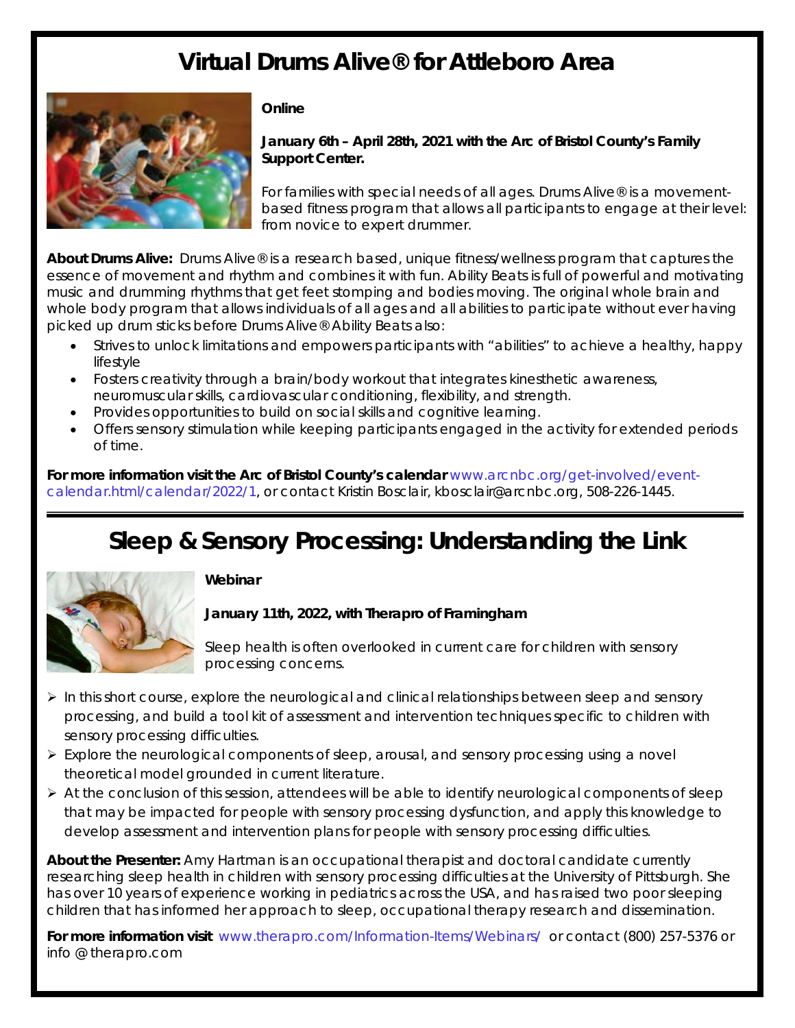# Virtual Drums Alive® for Attleboro Area

**Online**

**January 6th – April 28th, 2021 with the Arc of Bristol County's Family Support Center.**

For families with special needs of all ages. Drums Alive® is a movement-based fitness program that allows all participants to engage at their level: from novice to expert drummer.

**About Drums Alive:** Drums Alive® is a research based, unique fitness/wellness program that captures the essence of movement and rhythm and combines it with fun. Ability Beats is full of powerful and motivating music and drumming rhythms that get feet stomping and bodies moving. The original whole brain and whole body program that allows individuals of all ages and all abilities to participate without ever having picked up drum sticks before Drums Alive® Ability Beats also:

- Strives to unlock limitations and empowers participants with "abilities" to achieve a healthy, happy lifestyle
- Fosters creativity through a brain/body workout that integrates kinesthetic awareness, neuromuscular skills, cardiovascular conditioning, flexibility, and strength.
- Provides opportunities to build on social skills and cognitive learning.
- Offers sensory stimulation while keeping participants engaged in the activity for extended periods of time.

**For more information visit the Arc of Bristol County's calendar** www.arcnbc.org/get-involved/event-calendar.html/calendar/2022/1, or contact Kristin Bosclair, kbosclair@arcnbc.org, 508-226-1445.

---

# Sleep & Sensory Processing: Understanding the Link

**Webinar**

**January 11th, 2022, with Therapro of Framingham**

Sleep health is often overlooked in current care for children with sensory processing concerns.

- In this short course, explore the neurological and clinical relationships between sleep and sensory processing, and build a tool kit of assessment and intervention techniques specific to children with sensory processing difficulties.
- Explore the neurological components of sleep, arousal, and sensory processing using a novel theoretical model grounded in current literature.
- At the conclusion of this session, attendees will be able to identify neurological components of sleep that may be impacted for people with sensory processing dysfunction, and apply this knowledge to develop assessment and intervention plans for people with sensory processing difficulties.

**About the Presenter:** Amy Hartman is an occupational therapist and doctoral candidate currently researching sleep health in children with sensory processing difficulties at the University of Pittsburgh. She has over 10 years of experience working in pediatrics across the USA, and has raised two poor sleeping children that has informed her approach to sleep, occupational therapy research and dissemination.

**For more information visit** www.therapro.com/Information-Items/Webinars/ or contact (800) 257-5376 or info @ therapro.com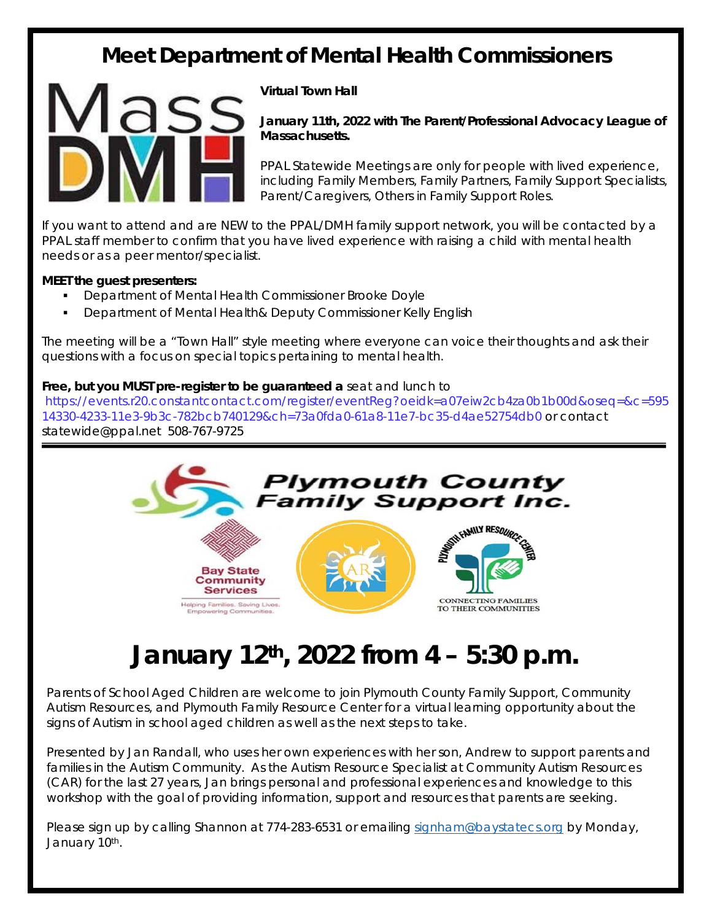# Meet Department of Mental Health Commissioners

**Virtual Town Hall**

**January 11th, 2022 with The Parent/Professional Advocacy League of Massachusetts.**

PPAL Statewide Meetings are only for people with lived experience, including Family Members, Family Partners, Family Support Specialists, Parent/Caregivers, Others in Family Support Roles.

If you want to attend and are NEW to the PPAL/DMH family support network, you will be contacted by a PPAL staff member to confirm that you have lived experience with raising a child with mental health needs or as a peer mentor/specialist.

**MEET the guest presenters:**

- Department of Mental Health Commissioner Brooke Doyle
- Department of Mental Health& Deputy Commissioner Kelly English

The meeting will be a "Town Hall" style meeting where everyone can voice their thoughts and ask their questions with a focus on special topics pertaining to mental health.

**Free, but you MUST pre-register to be guaranteed a** seat and lunch to https://events.r20.constantcontact.com/register/eventReg?oeidk=a07eiw2cb4za0b1b00d&oseq=&c=59514330-4233-11e3-9b3c-782bcb740129&ch=73a0fda0-61a8-11e7-bc35-d4ae52754db0 or contact statewide@ppal.net 508-767-9725

---

Plymouth County Family Support Inc.

Bay State Community Services — Helping Families. Saving Lives. Empowering Communities.

Plymouth Family Resource Center — Connecting Families to Their Communities

# January 12th, 2022 from 4 – 5:30 p.m.

Parents of School Aged Children are welcome to join Plymouth County Family Support, Community Autism Resources, and Plymouth Family Resource Center for a virtual learning opportunity about the signs of Autism in school aged children as well as the next steps to take.

Presented by Jan Randall, who uses her own experiences with her son, Andrew to support parents and families in the Autism Community. As the Autism Resource Specialist at Community Autism Resources (CAR) for the last 27 years, Jan brings personal and professional experiences and knowledge to this workshop with the goal of providing information, support and resources that parents are seeking.

Please sign up by calling Shannon at 774-283-6531 or emailing signham@baystatecs.org by Monday, January 10th.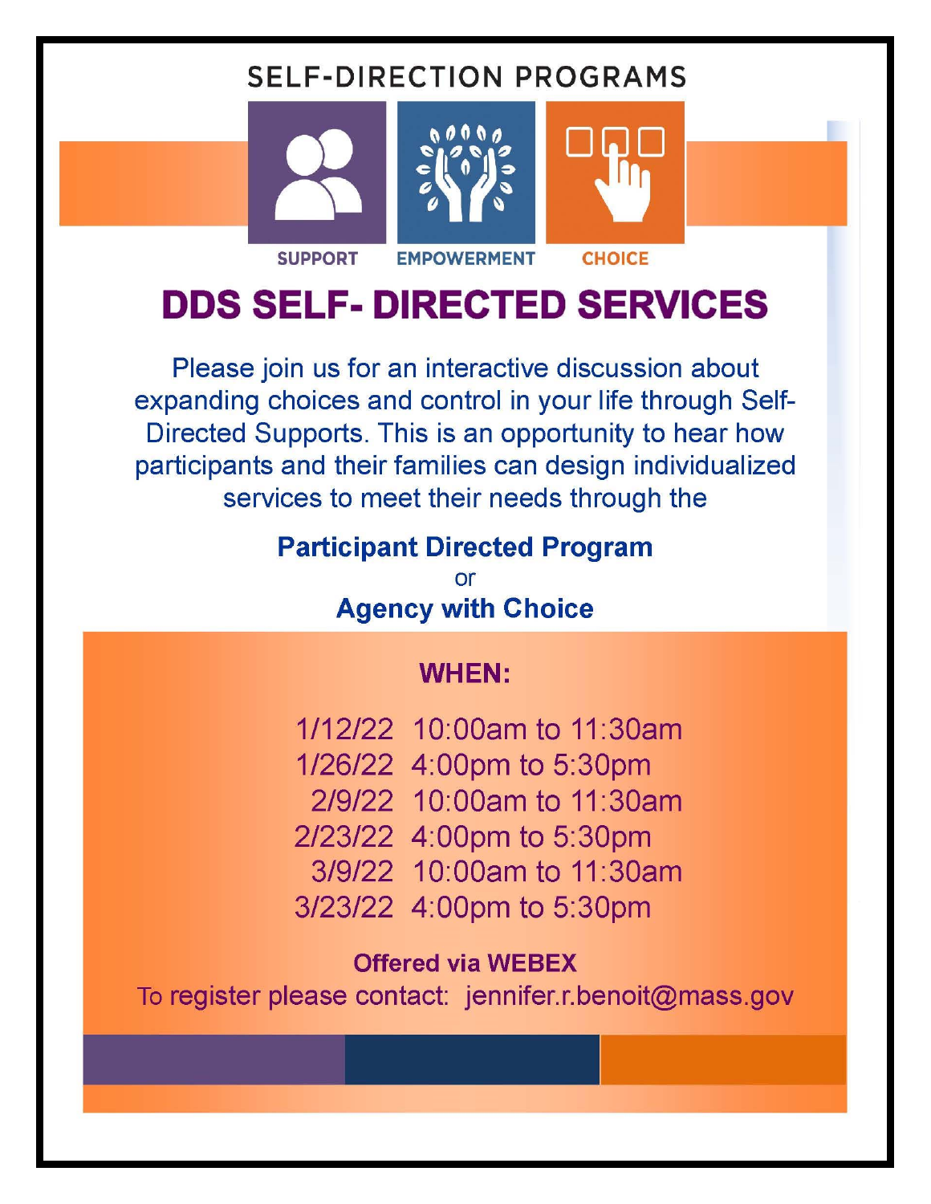SELF-DIRECTION PROGRAMS

SUPPORT EMPOWERMENT CHOICE

# DDS SELF- DIRECTED SERVICES

Please join us for an interactive discussion about expanding choices and control in your life through Self-Directed Supports. This is an opportunity to hear how participants and their families can design individualized services to meet their needs through the

**Participant Directed Program**

or

**Agency with Choice**

## WHEN:

1/12/22 10:00am to 11:30am
1/26/22 4:00pm to 5:30pm
2/9/22 10:00am to 11:30am
2/23/22 4:00pm to 5:30pm
3/9/22 10:00am to 11:30am
3/23/22 4:00pm to 5:30pm

**Offered via WEBEX**

To register please contact: jennifer.r.benoit@mass.gov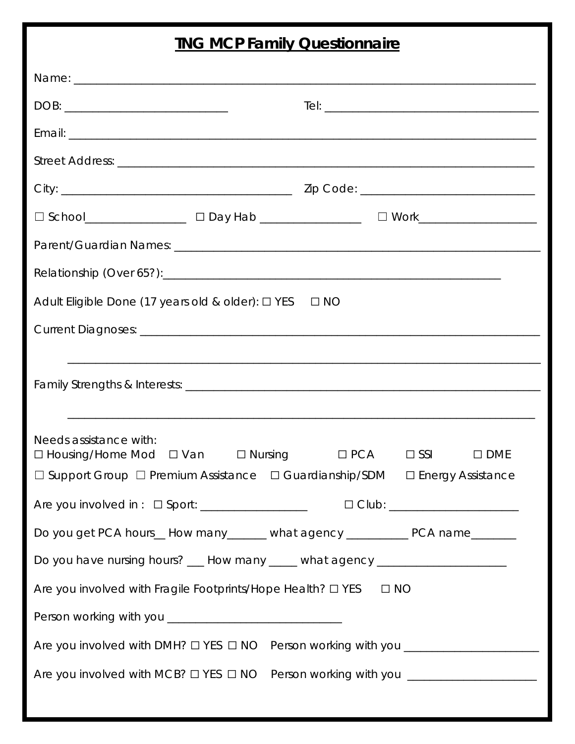# TNG MCP Family Questionnaire

Name: ______________________________________________________________________________

DOB: ___________________________ Tel: ____________________________________

Email: ______________________________________________________________________________

Street Address: _______________________________________________________________________

City: ______________________________________ Zip Code: ______________________________

☐ School________________ ☐ Day Hab ________________ ☐ Work___________________

Parent/Guardian Names: ________________________________________________________________

Relationship (Over 65?):_______________________________________________________

Adult Eligible Done (17 years old & older): ☐ YES ☐ NO

Current Diagnoses: ____________________________________________________________________

______________________________________________________________________________

Family Strengths & Interests: ________________________________________________________

______________________________________________________________________________

Needs assistance with:
☐ Housing/Home Mod ☐ Van ☐ Nursing ☐ PCA ☐ SSI ☐ DME
☐ Support Group ☐ Premium Assistance ☐ Guardianship/SDM ☐ Energy Assistance

Are you involved in : ☐ Sport: _________________ ☐ Club: ______________________

Do you get PCA hours__ How many______ what agency __________ PCA name_______

Do you have nursing hours? ___ How many _____ what agency _____________________

Are you involved with Fragile Footprints/Hope Health? ☐ YES ☐ NO

Person working with you _____________________________

Are you involved with DMH? ☐ YES ☐ NO Person working with you ______________________

Are you involved with MCB? ☐ YES ☐ NO Person working with you ______________________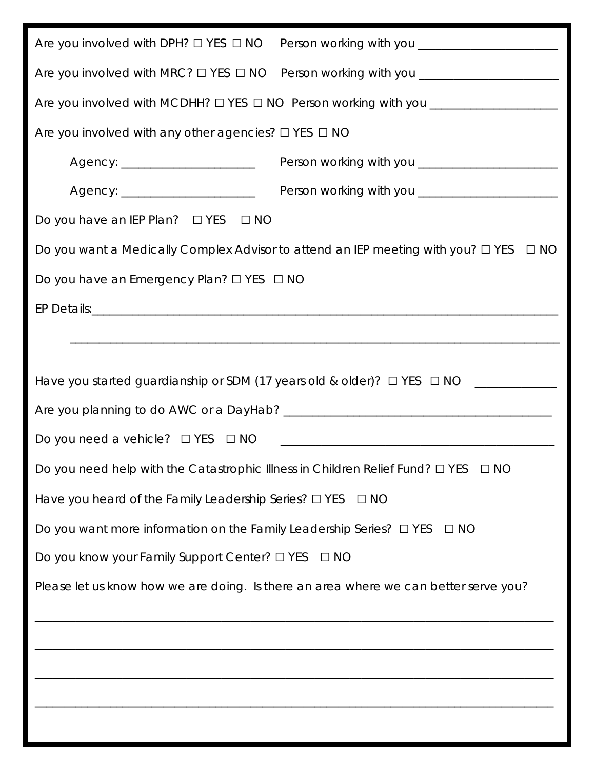Are you involved with DPH? ☐ YES ☐ NO Person working with you ______________________

Are you involved with MRC? ☐ YES ☐ NO Person working with you ______________________

Are you involved with MCDHH? ☐ YES ☐ NO Person working with you ____________________

Are you involved with any other agencies? ☐ YES ☐ NO

Agency: ______________________ Person working with you ______________________

Agency: ______________________ Person working with you ______________________

Do you have an IEP Plan? ☐ YES ☐ NO

Do you want a Medically Complex Advisor to attend an IEP meeting with you? ☐ YES ☐ NO

Do you have an Emergency Plan? ☐ YES ☐ NO

EP Details:_____________________________________________________________________________

_____________________________________________________________________________

Have you started guardianship or SDM (17 years old & older)? ☐ YES ☐ NO ____________

Are you planning to do AWC or a DayHab? ____________________________________________

Do you need a vehicle? ☐ YES ☐ NO ____________________________________________

Do you need help with the Catastrophic Illness in Children Relief Fund? ☐ YES ☐ NO

Have you heard of the Family Leadership Series? ☐ YES ☐ NO

Do you want more information on the Family Leadership Series? ☐ YES ☐ NO

Do you know your Family Support Center? ☐ YES ☐ NO

Please let us know how we are doing. Is there an area where we can better serve you?

_____________________________________________________________________________

_____________________________________________________________________________

_____________________________________________________________________________

_____________________________________________________________________________